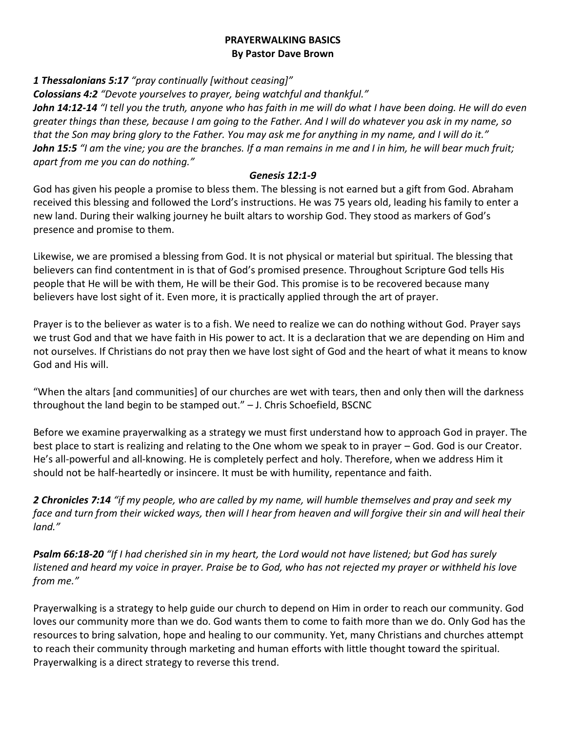**PRAYERWALKING BASICS**
**By Pastor Dave Brown**

***1 Thessalonians 5:17*** *"pray continually [without ceasing]"*
***Colossians 4:2*** *"Devote yourselves to prayer, being watchful and thankful."*
***John 14:12-14*** *"I tell you the truth, anyone who has faith in me will do what I have been doing. He will do even greater things than these, because I am going to the Father. And I will do whatever you ask in my name, so that the Son may bring glory to the Father. You may ask me for anything in my name, and I will do it."*
***John 15:5*** *"I am the vine; you are the branches. If a man remains in me and I in him, he will bear much fruit; apart from me you can do nothing."*

***Genesis 12:1-9***

God has given his people a promise to bless them. The blessing is not earned but a gift from God. Abraham received this blessing and followed the Lord's instructions. He was 75 years old, leading his family to enter a new land. During their walking journey he built altars to worship God. They stood as markers of God's presence and promise to them.

Likewise, we are promised a blessing from God. It is not physical or material but spiritual. The blessing that believers can find contentment in is that of God's promised presence. Throughout Scripture God tells His people that He will be with them, He will be their God. This promise is to be recovered because many believers have lost sight of it. Even more, it is practically applied through the art of prayer.

Prayer is to the believer as water is to a fish. We need to realize we can do nothing without God. Prayer says we trust God and that we have faith in His power to act. It is a declaration that we are depending on Him and not ourselves. If Christians do not pray then we have lost sight of God and the heart of what it means to know God and His will.

"When the altars [and communities] of our churches are wet with tears, then and only then will the darkness throughout the land begin to be stamped out." – J. Chris Schoefield, BSCNC

Before we examine prayerwalking as a strategy we must first understand how to approach God in prayer. The best place to start is realizing and relating to the One whom we speak to in prayer – God. God is our Creator. He's all-powerful and all-knowing. He is completely perfect and holy. Therefore, when we address Him it should not be half-heartedly or insincere. It must be with humility, repentance and faith.

***2 Chronicles 7:14*** *"if my people, who are called by my name, will humble themselves and pray and seek my face and turn from their wicked ways, then will I hear from heaven and will forgive their sin and will heal their land."*

***Psalm 66:18-20*** *"If I had cherished sin in my heart, the Lord would not have listened; but God has surely listened and heard my voice in prayer. Praise be to God, who has not rejected my prayer or withheld his love from me."*

Prayerwalking is a strategy to help guide our church to depend on Him in order to reach our community. God loves our community more than we do. God wants them to come to faith more than we do. Only God has the resources to bring salvation, hope and healing to our community. Yet, many Christians and churches attempt to reach their community through marketing and human efforts with little thought toward the spiritual. Prayerwalking is a direct strategy to reverse this trend.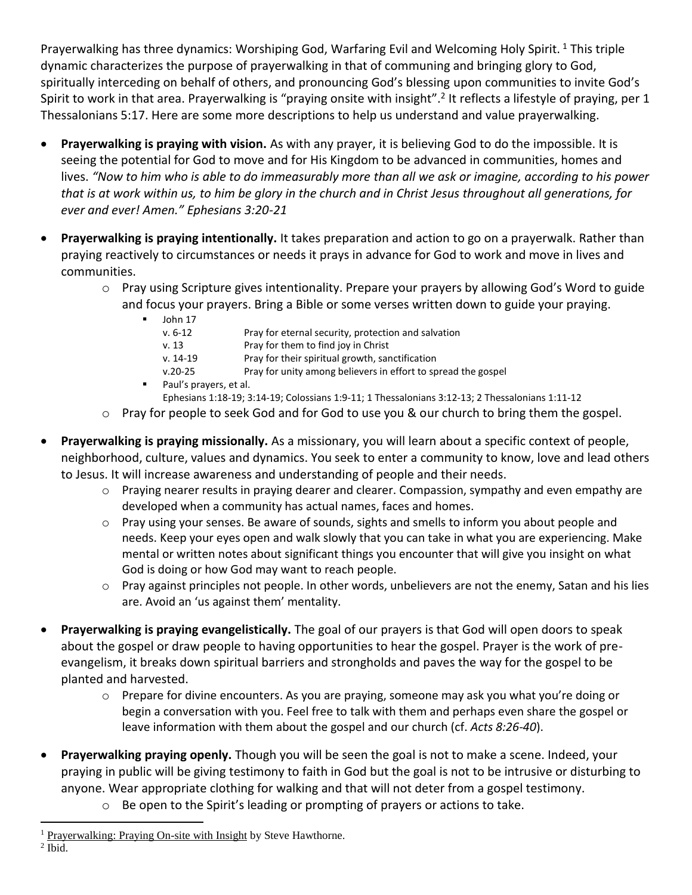Prayerwalking has three dynamics: Worshiping God, Warfaring Evil and Welcoming Holy Spirit. [1] This triple dynamic characterizes the purpose of prayerwalking in that of communing and bringing glory to God, spiritually interceding on behalf of others, and pronouncing God's blessing upon communities to invite God's Spirit to work in that area. Prayerwalking is "praying onsite with insight".[2] It reflects a lifestyle of praying, per 1 Thessalonians 5:17. Here are some more descriptions to help us understand and value prayerwalking.

- **Prayerwalking is praying with vision.** As with any prayer, it is believing God to do the impossible. It is seeing the potential for God to move and for His Kingdom to be advanced in communities, homes and lives. *"Now to him who is able to do immeasurably more than all we ask or imagine, according to his power that is at work within us, to him be glory in the church and in Christ Jesus throughout all generations, for ever and ever! Amen." Ephesians 3:20-21*

- **Prayerwalking is praying intentionally.** It takes preparation and action to go on a prayerwalk. Rather than praying reactively to circumstances or needs it prays in advance for God to work and move in lives and communities.
    - Pray using Scripture gives intentionality. Prepare your prayers by allowing God's Word to guide and focus your prayers. Bring a Bible or some verses written down to guide your praying.
        - John 17
          - v. 6-12 — Pray for eternal security, protection and salvation
          - v. 13 — Pray for them to find joy in Christ
          - v. 14-19 — Pray for their spiritual growth, sanctification
          - v.20-25 — Pray for unity among believers in effort to spread the gospel
        - Paul's prayers, et al.
          Ephesians 1:18-19; 3:14-19; Colossians 1:9-11; 1 Thessalonians 3:12-13; 2 Thessalonians 1:11-12
    - Pray for people to seek God and for God to use you & our church to bring them the gospel.

- **Prayerwalking is praying missionally.** As a missionary, you will learn about a specific context of people, neighborhood, culture, values and dynamics. You seek to enter a community to know, love and lead others to Jesus. It will increase awareness and understanding of people and their needs.
    - Praying nearer results in praying dearer and clearer. Compassion, sympathy and even empathy are developed when a community has actual names, faces and homes.
    - Pray using your senses. Be aware of sounds, sights and smells to inform you about people and needs. Keep your eyes open and walk slowly that you can take in what you are experiencing. Make mental or written notes about significant things you encounter that will give you insight on what God is doing or how God may want to reach people.
    - Pray against principles not people. In other words, unbelievers are not the enemy, Satan and his lies are. Avoid an 'us against them' mentality.

- **Prayerwalking is praying evangelistically.** The goal of our prayers is that God will open doors to speak about the gospel or draw people to having opportunities to hear the gospel. Prayer is the work of pre-evangelism, it breaks down spiritual barriers and strongholds and paves the way for the gospel to be planted and harvested.
    - Prepare for divine encounters. As you are praying, someone may ask you what you're doing or begin a conversation with you. Feel free to talk with them and perhaps even share the gospel or leave information with them about the gospel and our church (cf. *Acts 8:26-40*).

- **Prayerwalking praying openly.** Though you will be seen the goal is not to make a scene. Indeed, your praying in public will be giving testimony to faith in God but the goal is not to be intrusive or disturbing to anyone. Wear appropriate clothing for walking and that will not deter from a gospel testimony.
    - Be open to the Spirit's leading or prompting of prayers or actions to take.

---

[1] Prayerwalking: Praying On-site with Insight by Steve Hawthorne.

[2] Ibid.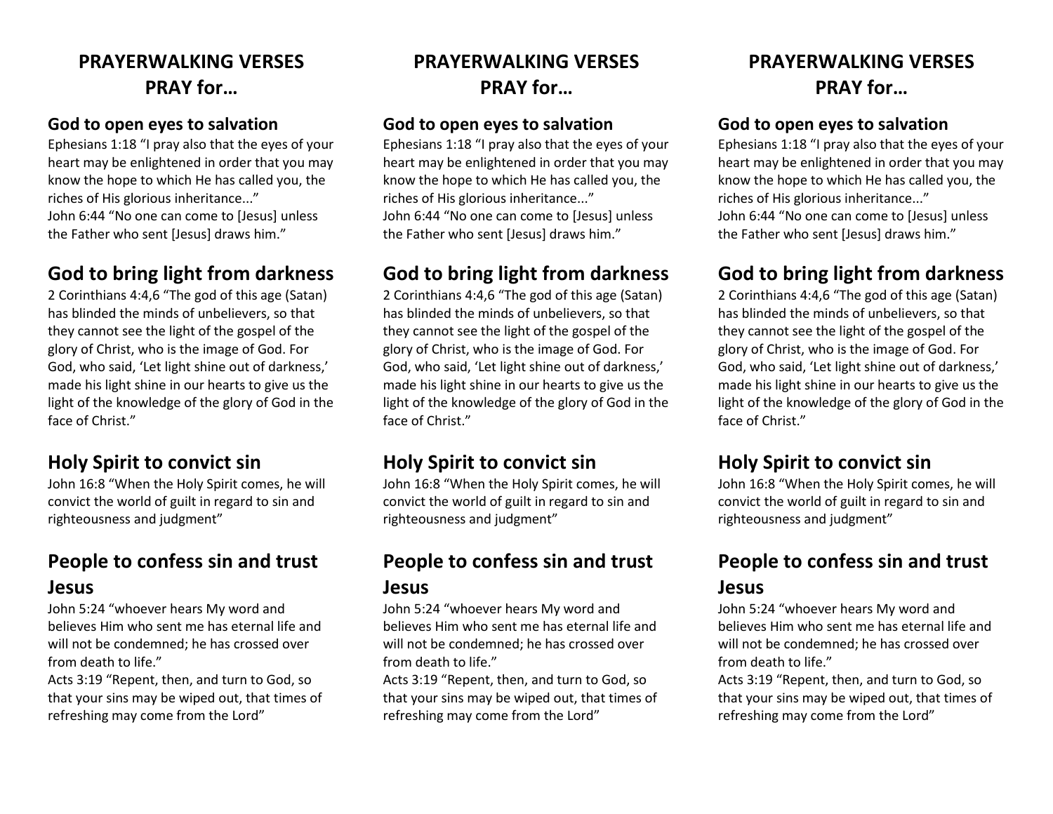# PRAYERWALKING VERSES
## PRAY for…

**God to open eyes to salvation**

Ephesians 1:18 "I pray also that the eyes of your heart may be enlightened in order that you may know the hope to which He has called you, the riches of His glorious inheritance..."
John 6:44 "No one can come to [Jesus] unless the Father who sent [Jesus] draws him."

### God to bring light from darkness

2 Corinthians 4:4,6 "The god of this age (Satan) has blinded the minds of unbelievers, so that they cannot see the light of the gospel of the glory of Christ, who is the image of God. For God, who said, 'Let light shine out of darkness,' made his light shine in our hearts to give us the light of the knowledge of the glory of God in the face of Christ."

### Holy Spirit to convict sin

John 16:8 "When the Holy Spirit comes, he will convict the world of guilt in regard to sin and righteousness and judgment"

### People to confess sin and trust Jesus

John 5:24 "whoever hears My word and believes Him who sent me has eternal life and will not be condemned; he has crossed over from death to life."
Acts 3:19 "Repent, then, and turn to God, so that your sins may be wiped out, that times of refreshing may come from the Lord"

# PRAYERWALKING VERSES
## PRAY for…

**God to open eyes to salvation**

Ephesians 1:18 "I pray also that the eyes of your heart may be enlightened in order that you may know the hope to which He has called you, the riches of His glorious inheritance..."
John 6:44 "No one can come to [Jesus] unless the Father who sent [Jesus] draws him."

### God to bring light from darkness

2 Corinthians 4:4,6 "The god of this age (Satan) has blinded the minds of unbelievers, so that they cannot see the light of the gospel of the glory of Christ, who is the image of God. For God, who said, 'Let light shine out of darkness,' made his light shine in our hearts to give us the light of the knowledge of the glory of God in the face of Christ."

### Holy Spirit to convict sin

John 16:8 "When the Holy Spirit comes, he will convict the world of guilt in regard to sin and righteousness and judgment"

### People to confess sin and trust Jesus

John 5:24 "whoever hears My word and believes Him who sent me has eternal life and will not be condemned; he has crossed over from death to life."
Acts 3:19 "Repent, then, and turn to God, so that your sins may be wiped out, that times of refreshing may come from the Lord"

# PRAYERWALKING VERSES
## PRAY for…

**God to open eyes to salvation**

Ephesians 1:18 "I pray also that the eyes of your heart may be enlightened in order that you may know the hope to which He has called you, the riches of His glorious inheritance..."
John 6:44 "No one can come to [Jesus] unless the Father who sent [Jesus] draws him."

### God to bring light from darkness

2 Corinthians 4:4,6 "The god of this age (Satan) has blinded the minds of unbelievers, so that they cannot see the light of the gospel of the glory of Christ, who is the image of God. For God, who said, 'Let light shine out of darkness,' made his light shine in our hearts to give us the light of the knowledge of the glory of God in the face of Christ."

### Holy Spirit to convict sin

John 16:8 "When the Holy Spirit comes, he will convict the world of guilt in regard to sin and righteousness and judgment"

### People to confess sin and trust Jesus

John 5:24 "whoever hears My word and believes Him who sent me has eternal life and will not be condemned; he has crossed over from death to life."
Acts 3:19 "Repent, then, and turn to God, so that your sins may be wiped out, that times of refreshing may come from the Lord"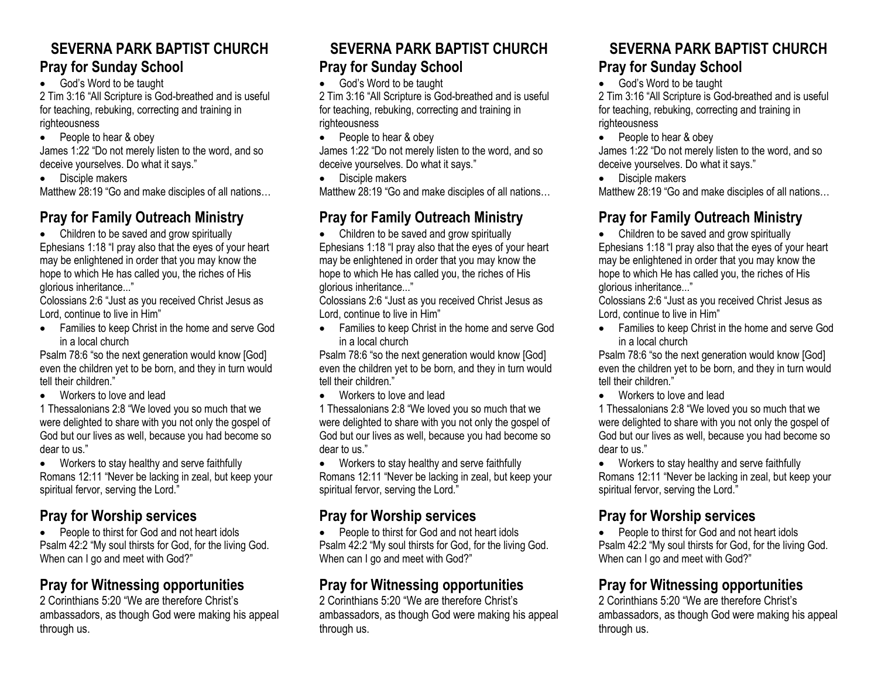## SEVERNA PARK BAPTIST CHURCH

### Pray for Sunday School

- God's Word to be taught

2 Tim 3:16 "All Scripture is God-breathed and is useful for teaching, rebuking, correcting and training in righteousness

- People to hear & obey

James 1:22 "Do not merely listen to the word, and so deceive yourselves. Do what it says."

- Disciple makers

Matthew 28:19 "Go and make disciples of all nations…

### Pray for Family Outreach Ministry

- Children to be saved and grow spiritually

Ephesians 1:18 "I pray also that the eyes of your heart may be enlightened in order that you may know the hope to which He has called you, the riches of His glorious inheritance..."

Colossians 2:6 "Just as you received Christ Jesus as Lord, continue to live in Him"

- Families to keep Christ in the home and serve God in a local church

Psalm 78:6 "so the next generation would know [God] even the children yet to be born, and they in turn would tell their children."

- Workers to love and lead

1 Thessalonians 2:8 "We loved you so much that we were delighted to share with you not only the gospel of God but our lives as well, because you had become so dear to us."

- Workers to stay healthy and serve faithfully

Romans 12:11 "Never be lacking in zeal, but keep your spiritual fervor, serving the Lord."

### Pray for Worship services

- People to thirst for God and not heart idols

Psalm 42:2 "My soul thirsts for God, for the living God. When can I go and meet with God?"

### Pray for Witnessing opportunities

2 Corinthians 5:20 "We are therefore Christ's ambassadors, as though God were making his appeal through us.

## SEVERNA PARK BAPTIST CHURCH

### Pray for Sunday School

- God's Word to be taught

2 Tim 3:16 "All Scripture is God-breathed and is useful for teaching, rebuking, correcting and training in righteousness

- People to hear & obey

James 1:22 "Do not merely listen to the word, and so deceive yourselves. Do what it says."

- Disciple makers

Matthew 28:19 "Go and make disciples of all nations…

### Pray for Family Outreach Ministry

- Children to be saved and grow spiritually

Ephesians 1:18 "I pray also that the eyes of your heart may be enlightened in order that you may know the hope to which He has called you, the riches of His glorious inheritance..."

Colossians 2:6 "Just as you received Christ Jesus as Lord, continue to live in Him"

- Families to keep Christ in the home and serve God in a local church

Psalm 78:6 "so the next generation would know [God] even the children yet to be born, and they in turn would tell their children."

- Workers to love and lead

1 Thessalonians 2:8 "We loved you so much that we were delighted to share with you not only the gospel of God but our lives as well, because you had become so dear to us."

- Workers to stay healthy and serve faithfully

Romans 12:11 "Never be lacking in zeal, but keep your spiritual fervor, serving the Lord."

### Pray for Worship services

- People to thirst for God and not heart idols

Psalm 42:2 "My soul thirsts for God, for the living God. When can I go and meet with God?"

### Pray for Witnessing opportunities

2 Corinthians 5:20 "We are therefore Christ's ambassadors, as though God were making his appeal through us.

## SEVERNA PARK BAPTIST CHURCH

### Pray for Sunday School

- God's Word to be taught

2 Tim 3:16 "All Scripture is God-breathed and is useful for teaching, rebuking, correcting and training in righteousness

- People to hear & obey

James 1:22 "Do not merely listen to the word, and so deceive yourselves. Do what it says."

- Disciple makers

Matthew 28:19 "Go and make disciples of all nations…

### Pray for Family Outreach Ministry

- Children to be saved and grow spiritually

Ephesians 1:18 "I pray also that the eyes of your heart may be enlightened in order that you may know the hope to which He has called you, the riches of His glorious inheritance..."

Colossians 2:6 "Just as you received Christ Jesus as Lord, continue to live in Him"

- Families to keep Christ in the home and serve God in a local church

Psalm 78:6 "so the next generation would know [God] even the children yet to be born, and they in turn would tell their children."

- Workers to love and lead

1 Thessalonians 2:8 "We loved you so much that we were delighted to share with you not only the gospel of God but our lives as well, because you had become so dear to us."

- Workers to stay healthy and serve faithfully

Romans 12:11 "Never be lacking in zeal, but keep your spiritual fervor, serving the Lord."

### Pray for Worship services

- People to thirst for God and not heart idols

Psalm 42:2 "My soul thirsts for God, for the living God. When can I go and meet with God?"

### Pray for Witnessing opportunities

2 Corinthians 5:20 "We are therefore Christ's ambassadors, as though God were making his appeal through us.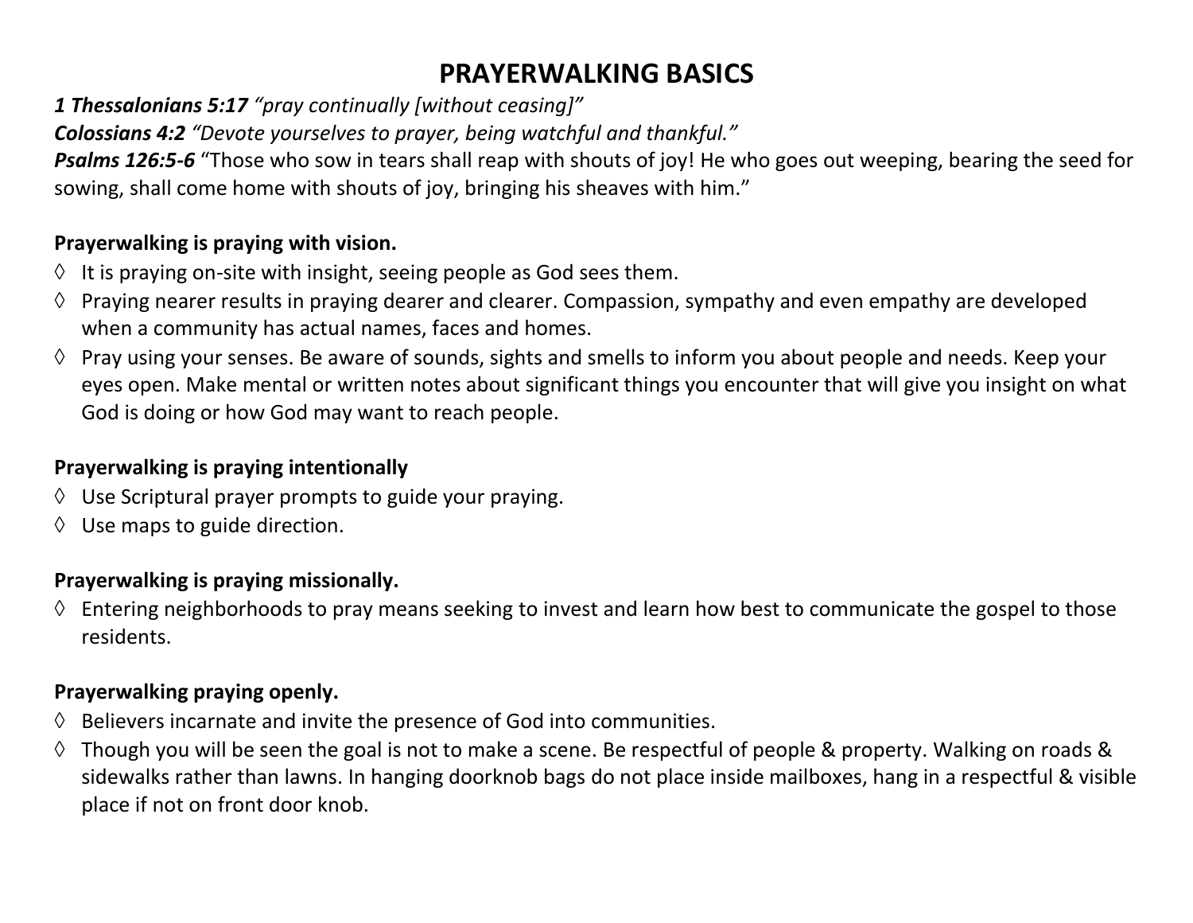# PRAYERWALKING BASICS

***1 Thessalonians 5:17*** *"pray continually [without ceasing]"*
***Colossians 4:2*** *"Devote yourselves to prayer, being watchful and thankful."*
***Psalms 126:5-6*** "Those who sow in tears shall reap with shouts of joy! He who goes out weeping, bearing the seed for sowing, shall come home with shouts of joy, bringing his sheaves with him."

**Prayerwalking is praying with vision.**

- ◊ It is praying on-site with insight, seeing people as God sees them.
- ◊ Praying nearer results in praying dearer and clearer. Compassion, sympathy and even empathy are developed when a community has actual names, faces and homes.
- ◊ Pray using your senses. Be aware of sounds, sights and smells to inform you about people and needs. Keep your eyes open. Make mental or written notes about significant things you encounter that will give you insight on what God is doing or how God may want to reach people.

**Prayerwalking is praying intentionally**

- ◊ Use Scriptural prayer prompts to guide your praying.
- ◊ Use maps to guide direction.

**Prayerwalking is praying missionally.**

- ◊ Entering neighborhoods to pray means seeking to invest and learn how best to communicate the gospel to those residents.

**Prayerwalking praying openly.**

- ◊ Believers incarnate and invite the presence of God into communities.
- ◊ Though you will be seen the goal is not to make a scene. Be respectful of people & property. Walking on roads & sidewalks rather than lawns. In hanging doorknob bags do not place inside mailboxes, hang in a respectful & visible place if not on front door knob.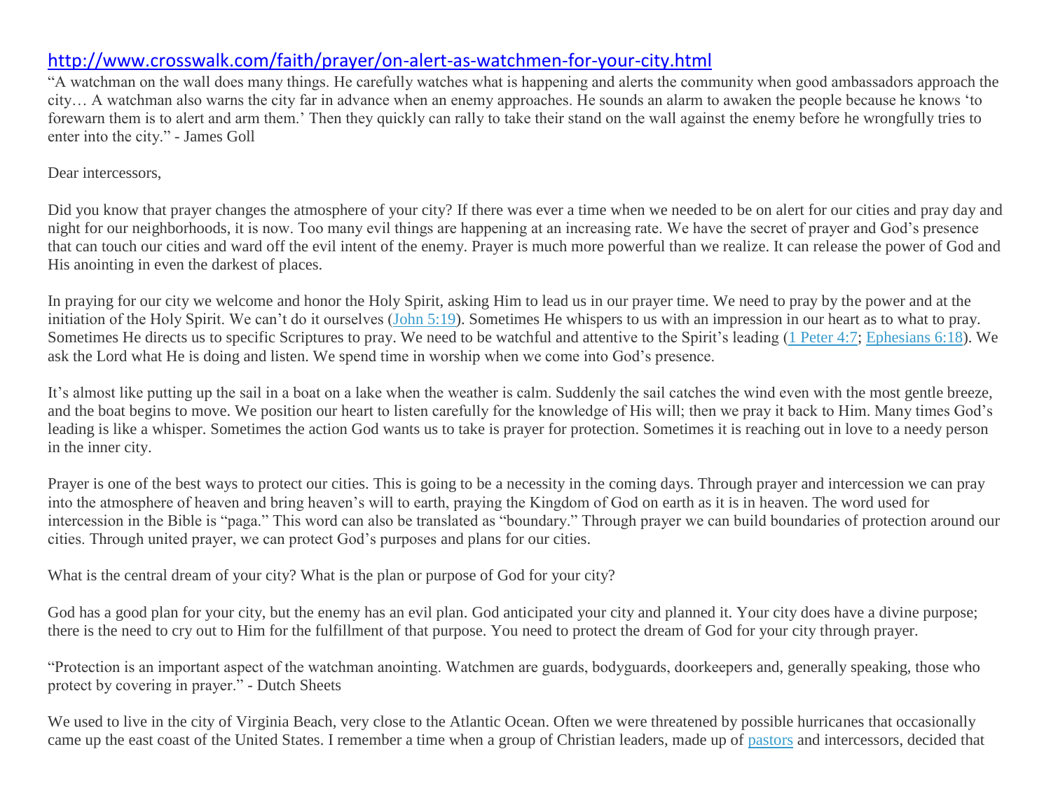[http://www.crosswalk.com/faith/prayer/on-alert-as-watchmen-for-your-city.html](http://www.crosswalk.com/faith/prayer/on-alert-as-watchmen-for-your-city.html)

"A watchman on the wall does many things. He carefully watches what is happening and alerts the community when good ambassadors approach the city… A watchman also warns the city far in advance when an enemy approaches. He sounds an alarm to awaken the people because he knows 'to forewarn them is to alert and arm them.' Then they quickly can rally to take their stand on the wall against the enemy before he wrongfully tries to enter into the city." - James Goll

Dear intercessors,

Did you know that prayer changes the atmosphere of your city? If there was ever a time when we needed to be on alert for our cities and pray day and night for our neighborhoods, it is now. Too many evil things are happening at an increasing rate. We have the secret of prayer and God's presence that can touch our cities and ward off the evil intent of the enemy. Prayer is much more powerful than we realize. It can release the power of God and His anointing in even the darkest of places.

In praying for our city we welcome and honor the Holy Spirit, asking Him to lead us in our prayer time. We need to pray by the power and at the initiation of the Holy Spirit. We can't do it ourselves (John 5:19). Sometimes He whispers to us with an impression in our heart as to what to pray. Sometimes He directs us to specific Scriptures to pray. We need to be watchful and attentive to the Spirit's leading (1 Peter 4:7; Ephesians 6:18). We ask the Lord what He is doing and listen. We spend time in worship when we come into God's presence.

It's almost like putting up the sail in a boat on a lake when the weather is calm. Suddenly the sail catches the wind even with the most gentle breeze, and the boat begins to move. We position our heart to listen carefully for the knowledge of His will; then we pray it back to Him. Many times God's leading is like a whisper. Sometimes the action God wants us to take is prayer for protection. Sometimes it is reaching out in love to a needy person in the inner city.

Prayer is one of the best ways to protect our cities. This is going to be a necessity in the coming days. Through prayer and intercession we can pray into the atmosphere of heaven and bring heaven's will to earth, praying the Kingdom of God on earth as it is in heaven. The word used for intercession in the Bible is "paga." This word can also be translated as "boundary." Through prayer we can build boundaries of protection around our cities. Through united prayer, we can protect God's purposes and plans for our cities.

What is the central dream of your city? What is the plan or purpose of God for your city?

God has a good plan for your city, but the enemy has an evil plan. God anticipated your city and planned it. Your city does have a divine purpose; there is the need to cry out to Him for the fulfillment of that purpose. You need to protect the dream of God for your city through prayer.

"Protection is an important aspect of the watchman anointing. Watchmen are guards, bodyguards, doorkeepers and, generally speaking, those who protect by covering in prayer." - Dutch Sheets

We used to live in the city of Virginia Beach, very close to the Atlantic Ocean. Often we were threatened by possible hurricanes that occasionally came up the east coast of the United States. I remember a time when a group of Christian leaders, made up of pastors and intercessors, decided that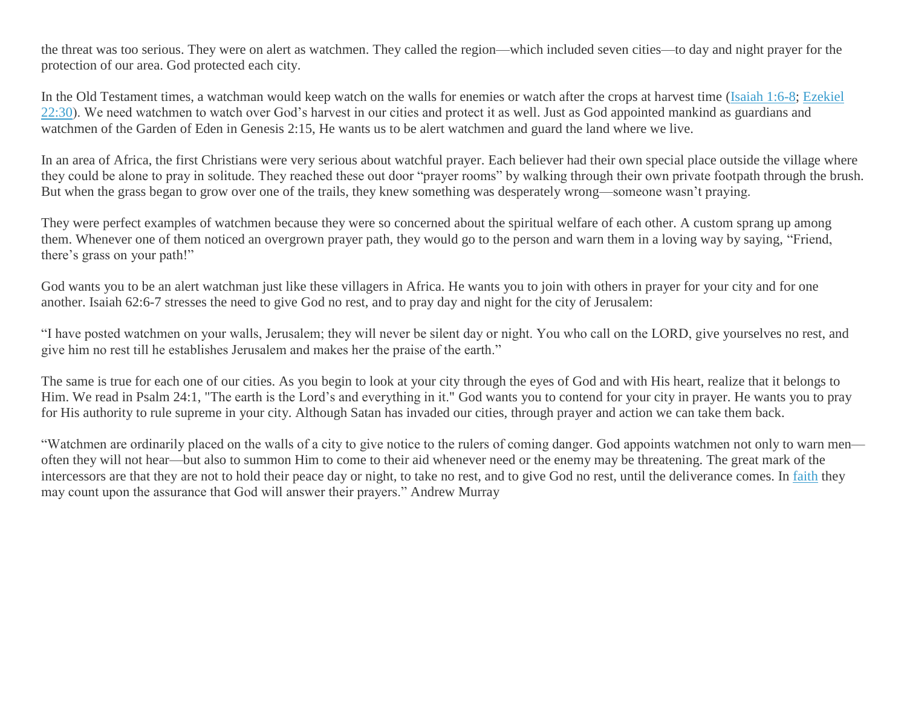the threat was too serious. They were on alert as watchmen. They called the region—which included seven cities—to day and night prayer for the protection of our area. God protected each city.

In the Old Testament times, a watchman would keep watch on the walls for enemies or watch after the crops at harvest time (Isaiah 1:6-8; Ezekiel 22:30). We need watchmen to watch over God's harvest in our cities and protect it as well. Just as God appointed mankind as guardians and watchmen of the Garden of Eden in Genesis 2:15, He wants us to be alert watchmen and guard the land where we live.

In an area of Africa, the first Christians were very serious about watchful prayer. Each believer had their own special place outside the village where they could be alone to pray in solitude. They reached these out door "prayer rooms" by walking through their own private footpath through the brush. But when the grass began to grow over one of the trails, they knew something was desperately wrong—someone wasn't praying.

They were perfect examples of watchmen because they were so concerned about the spiritual welfare of each other. A custom sprang up among them. Whenever one of them noticed an overgrown prayer path, they would go to the person and warn them in a loving way by saying, "Friend, there's grass on your path!"

God wants you to be an alert watchman just like these villagers in Africa. He wants you to join with others in prayer for your city and for one another. Isaiah 62:6-7 stresses the need to give God no rest, and to pray day and night for the city of Jerusalem:

"I have posted watchmen on your walls, Jerusalem; they will never be silent day or night. You who call on the LORD, give yourselves no rest, and give him no rest till he establishes Jerusalem and makes her the praise of the earth."

The same is true for each one of our cities. As you begin to look at your city through the eyes of God and with His heart, realize that it belongs to Him. We read in Psalm 24:1, "The earth is the Lord's and everything in it." God wants you to contend for your city in prayer. He wants you to pray for His authority to rule supreme in your city. Although Satan has invaded our cities, through prayer and action we can take them back.

"Watchmen are ordinarily placed on the walls of a city to give notice to the rulers of coming danger. God appoints watchmen not only to warn men—often they will not hear—but also to summon Him to come to their aid whenever need or the enemy may be threatening. The great mark of the intercessors are that they are not to hold their peace day or night, to take no rest, and to give God no rest, until the deliverance comes. In faith they may count upon the assurance that God will answer their prayers." Andrew Murray